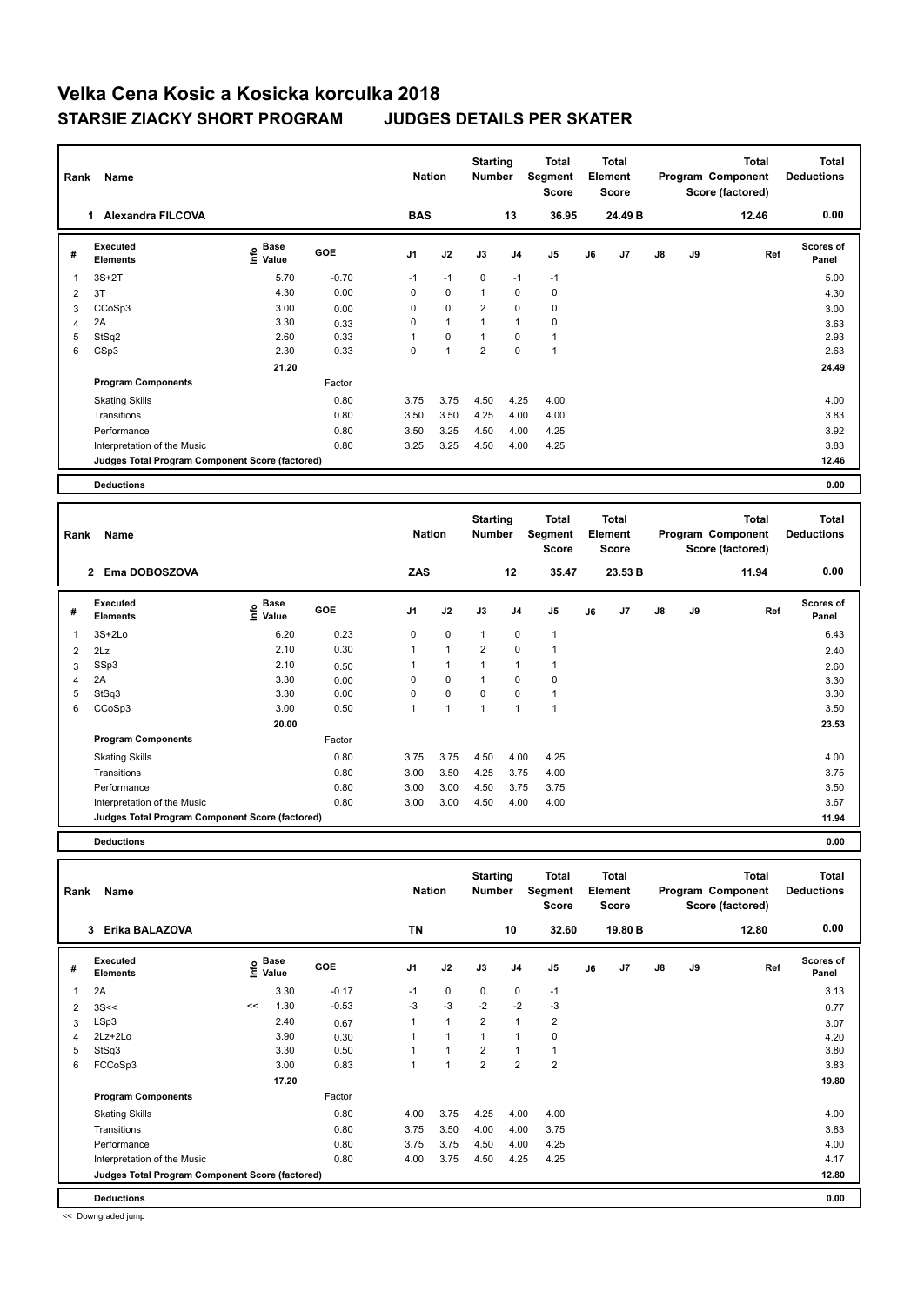# Velka Cena Kosic a Kosicka korculka 2018

## STARSIE ZIACKY SHORT PROGRAM JUDGES DETAILS PER SKATER

| Rank | Name | Nation | Starting Number | Total Segment Score | Total Element Score | Total Program Component Score (factored) | Total Deductions |
|---|---|---|---|---|---|---|---|
| 1 | Alexandra FILCOVA | BAS | 13 | 36.95 | 24.49 B | 12.46 | 0.00 |

| # | Executed Elements | Info | Base Value | GOE | J1 | J2 | J3 | J4 | J5 | J6 | J7 | J8 | J9 | Ref | Scores of Panel |
|---|---|---|---|---|---|---|---|---|---|---|---|---|---|---|---|
| 1 | 3S+2T | | 5.70 | -0.70 | -1 | -1 | 0 | -1 | -1 | | | | | | 5.00 |
| 2 | 3T | | 4.30 | 0.00 | 0 | 0 | 1 | 0 | 0 | | | | | | 4.30 |
| 3 | CCoSp3 | | 3.00 | 0.00 | 0 | 0 | 2 | 0 | 0 | | | | | | 3.00 |
| 4 | 2A | | 3.30 | 0.33 | 0 | 1 | 1 | 1 | 0 | | | | | | 3.63 |
| 5 | StSq2 | | 2.60 | 0.33 | 1 | 0 | 1 | 0 | 1 | | | | | | 2.93 |
| 6 | CSp3 | | 2.30 | 0.33 | 0 | 1 | 2 | 0 | 1 | | | | | | 2.63 |
| | | | 21.20 | | | | | | | | | | | | 24.49 |

| Program Components | Factor | J1 | J2 | J3 | J4 | J5 | J6 | J7 | J8 | J9 | Scores of Panel |
|---|---|---|---|---|---|---|---|---|---|---|---|
| Skating Skills | 0.80 | 3.75 | 3.75 | 4.50 | 4.25 | 4.00 | | | | | 4.00 |
| Transitions | 0.80 | 3.50 | 3.50 | 4.25 | 4.00 | 4.00 | | | | | 3.83 |
| Performance | 0.80 | 3.50 | 3.25 | 4.50 | 4.00 | 4.25 | | | | | 3.92 |
| Interpretation of the Music | 0.80 | 3.25 | 3.25 | 4.50 | 4.00 | 4.25 | | | | | 3.83 |
| Judges Total Program Component Score (factored) | | | | | | | | | | | 12.46 |

**Deductions** 0.00

| Rank | Name | Nation | Starting Number | Total Segment Score | Total Element Score | Total Program Component Score (factored) | Total Deductions |
|---|---|---|---|---|---|---|---|
| 2 | Ema DOBOSZOVA | ZAS | 12 | 35.47 | 23.53 B | 11.94 | 0.00 |

| # | Executed Elements | Info | Base Value | GOE | J1 | J2 | J3 | J4 | J5 | J6 | J7 | J8 | J9 | Ref | Scores of Panel |
|---|---|---|---|---|---|---|---|---|---|---|---|---|---|---|---|
| 1 | 3S+2Lo | | 6.20 | 0.23 | 0 | 0 | 1 | 0 | 1 | | | | | | 6.43 |
| 2 | 2Lz | | 2.10 | 0.30 | 1 | 1 | 2 | 0 | 1 | | | | | | 2.40 |
| 3 | SSp3 | | 2.10 | 0.50 | 1 | 1 | 1 | 1 | 1 | | | | | | 2.60 |
| 4 | 2A | | 3.30 | 0.00 | 0 | 0 | 1 | 0 | 0 | | | | | | 3.30 |
| 5 | StSq3 | | 3.30 | 0.00 | 0 | 0 | 0 | 0 | 1 | | | | | | 3.30 |
| 6 | CCoSp3 | | 3.00 | 0.50 | 1 | 1 | 1 | 1 | 1 | | | | | | 3.50 |
| | | | 20.00 | | | | | | | | | | | | 23.53 |

| Program Components | Factor | J1 | J2 | J3 | J4 | J5 | J6 | J7 | J8 | J9 | Scores of Panel |
|---|---|---|---|---|---|---|---|---|---|---|---|
| Skating Skills | 0.80 | 3.75 | 3.75 | 4.50 | 4.00 | 4.25 | | | | | 4.00 |
| Transitions | 0.80 | 3.00 | 3.50 | 4.25 | 3.75 | 4.00 | | | | | 3.75 |
| Performance | 0.80 | 3.00 | 3.00 | 4.50 | 3.75 | 3.75 | | | | | 3.50 |
| Interpretation of the Music | 0.80 | 3.00 | 3.00 | 4.50 | 4.00 | 4.00 | | | | | 3.67 |
| Judges Total Program Component Score (factored) | | | | | | | | | | | 11.94 |

**Deductions** 0.00

| Rank | Name | Nation | Starting Number | Total Segment Score | Total Element Score | Total Program Component Score (factored) | Total Deductions |
|---|---|---|---|---|---|---|---|
| 3 | Erika BALAZOVA | TN | 10 | 32.60 | 19.80 B | 12.80 | 0.00 |

| # | Executed Elements | Info | Base Value | GOE | J1 | J2 | J3 | J4 | J5 | J6 | J7 | J8 | J9 | Ref | Scores of Panel |
|---|---|---|---|---|---|---|---|---|---|---|---|---|---|---|---|
| 1 | 2A | | 3.30 | -0.17 | -1 | 0 | 0 | 0 | -1 | | | | | | 3.13 |
| 2 | 3S<< | << | 1.30 | -0.53 | -3 | -3 | -2 | -2 | -3 | | | | | | 0.77 |
| 3 | LSp3 | | 2.40 | 0.67 | 1 | 1 | 2 | 1 | 2 | | | | | | 3.07 |
| 4 | 2Lz+2Lo | | 3.90 | 0.30 | 1 | 1 | 1 | 1 | 0 | | | | | | 4.20 |
| 5 | StSq3 | | 3.30 | 0.50 | 1 | 1 | 2 | 1 | 1 | | | | | | 3.80 |
| 6 | FCCoSp3 | | 3.00 | 0.83 | 1 | 1 | 2 | 2 | 2 | | | | | | 3.83 |
| | | | 17.20 | | | | | | | | | | | | 19.80 |

| Program Components | Factor | J1 | J2 | J3 | J4 | J5 | J6 | J7 | J8 | J9 | Scores of Panel |
|---|---|---|---|---|---|---|---|---|---|---|---|
| Skating Skills | 0.80 | 4.00 | 3.75 | 4.25 | 4.00 | 4.00 | | | | | 4.00 |
| Transitions | 0.80 | 3.75 | 3.50 | 4.00 | 4.00 | 3.75 | | | | | 3.83 |
| Performance | 0.80 | 3.75 | 3.75 | 4.50 | 4.00 | 4.25 | | | | | 4.00 |
| Interpretation of the Music | 0.80 | 4.00 | 3.75 | 4.50 | 4.25 | 4.25 | | | | | 4.17 |
| Judges Total Program Component Score (factored) | | | | | | | | | | | 12.80 |

**Deductions** 0.00

<< Downgraded jump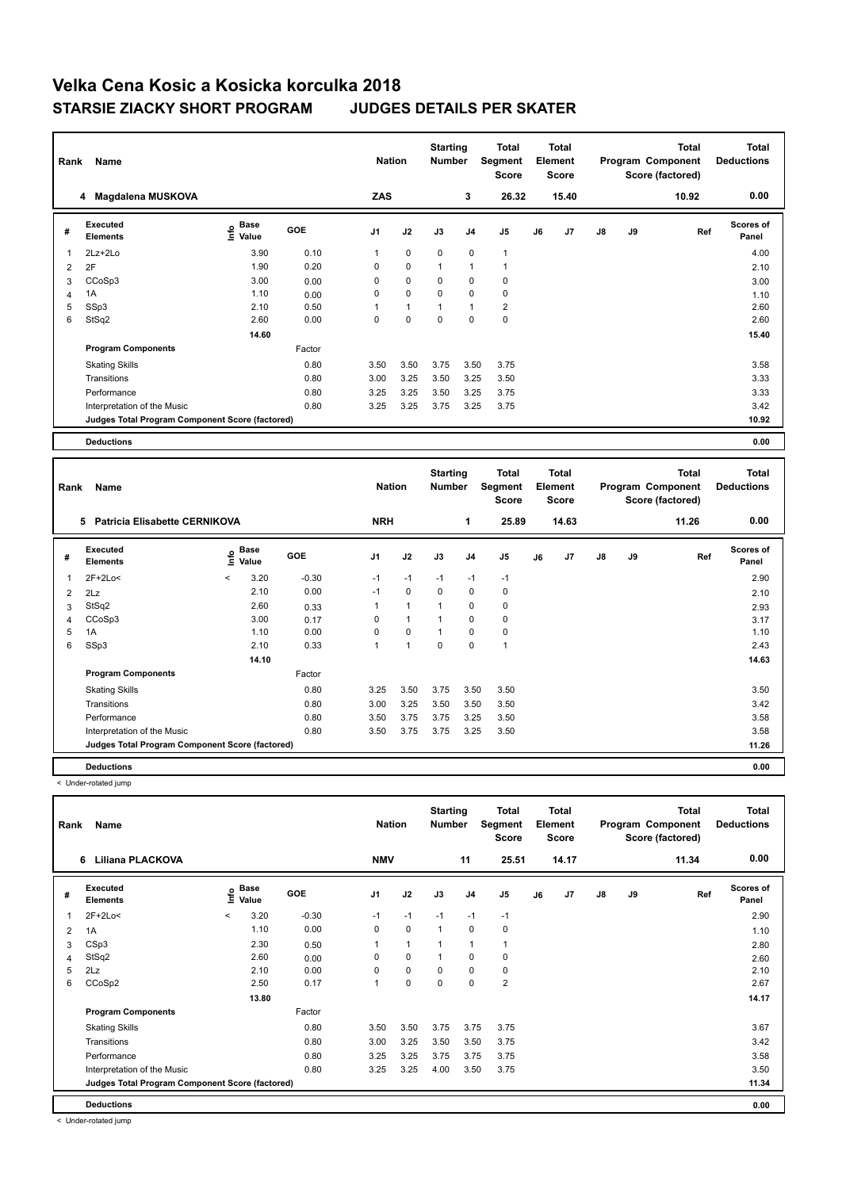# Velka Cena Kosic a Kosicka korculka 2018

## STARSIE ZIACKY SHORT PROGRAM JUDGES DETAILS PER SKATER

| Rank | Name | Nation | Starting Number | Total Segment Score | Total Element Score | Total Program Component Score (factored) | Total Deductions |
|---|---|---|---|---|---|---|---|
| 4 | Magdalena MUSKOVA | ZAS | 3 | 26.32 | 15.40 | 10.92 | 0.00 |

| # | Executed Elements | Info | Base Value | GOE | J1 | J2 | J3 | J4 | J5 | J6 | J7 | J8 | J9 | Ref | Scores of Panel |
|---|---|---|---|---|---|---|---|---|---|---|---|---|---|---|---|
| 1 | 2Lz+2Lo | | 3.90 | 0.10 | 1 | 0 | 0 | 0 | 1 | | | | | | 4.00 |
| 2 | 2F | | 1.90 | 0.20 | 0 | 0 | 1 | 1 | 1 | | | | | | 2.10 |
| 3 | CCoSp3 | | 3.00 | 0.00 | 0 | 0 | 0 | 0 | 0 | | | | | | 3.00 |
| 4 | 1A | | 1.10 | 0.00 | 0 | 0 | 0 | 0 | 0 | | | | | | 1.10 |
| 5 | SSp3 | | 2.10 | 0.50 | 1 | 1 | 1 | 1 | 2 | | | | | | 2.60 |
| 6 | StSq2 | | 2.60 | 0.00 | 0 | 0 | 0 | 0 | 0 | | | | | | 2.60 |
| | | | 14.60 | | | | | | | | | | | | 15.40 |
| | **Program Components** | | | Factor | | | | | | | | | | | |
| | Skating Skills | | | 0.80 | 3.50 | 3.50 | 3.75 | 3.50 | 3.75 | | | | | | 3.58 |
| | Transitions | | | 0.80 | 3.00 | 3.25 | 3.50 | 3.25 | 3.50 | | | | | | 3.33 |
| | Performance | | | 0.80 | 3.25 | 3.25 | 3.50 | 3.25 | 3.75 | | | | | | 3.33 |
| | Interpretation of the Music | | | 0.80 | 3.25 | 3.25 | 3.75 | 3.25 | 3.75 | | | | | | 3.42 |
| | **Judges Total Program Component Score (factored)** | | | | | | | | | | | | | | 10.92 |
| | **Deductions** | | | | | | | | | | | | | | 0.00 |

| Rank | Name | Nation | Starting Number | Total Segment Score | Total Element Score | Total Program Component Score (factored) | Total Deductions |
|---|---|---|---|---|---|---|---|
| 5 | Patricia Elisabette CERNIKOVA | NRH | 1 | 25.89 | 14.63 | 11.26 | 0.00 |

| # | Executed Elements | Info | Base Value | GOE | J1 | J2 | J3 | J4 | J5 | J6 | J7 | J8 | J9 | Ref | Scores of Panel |
|---|---|---|---|---|---|---|---|---|---|---|---|---|---|---|---|
| 1 | 2F+2Lo< | < | 3.20 | -0.30 | -1 | -1 | -1 | -1 | -1 | | | | | | 2.90 |
| 2 | 2Lz | | 2.10 | 0.00 | -1 | 0 | 0 | 0 | 0 | | | | | | 2.10 |
| 3 | StSq2 | | 2.60 | 0.33 | 1 | 1 | 1 | 0 | 0 | | | | | | 2.93 |
| 4 | CCoSp3 | | 3.00 | 0.17 | 0 | 1 | 1 | 0 | 0 | | | | | | 3.17 |
| 5 | 1A | | 1.10 | 0.00 | 0 | 0 | 1 | 0 | 0 | | | | | | 1.10 |
| 6 | SSp3 | | 2.10 | 0.33 | 1 | 1 | 0 | 0 | 1 | | | | | | 2.43 |
| | | | 14.10 | | | | | | | | | | | | 14.63 |
| | **Program Components** | | | Factor | | | | | | | | | | | |
| | Skating Skills | | | 0.80 | 3.25 | 3.50 | 3.75 | 3.50 | 3.50 | | | | | | 3.50 |
| | Transitions | | | 0.80 | 3.00 | 3.25 | 3.50 | 3.50 | 3.50 | | | | | | 3.42 |
| | Performance | | | 0.80 | 3.50 | 3.75 | 3.75 | 3.25 | 3.50 | | | | | | 3.58 |
| | Interpretation of the Music | | | 0.80 | 3.50 | 3.75 | 3.75 | 3.25 | 3.50 | | | | | | 3.58 |
| | **Judges Total Program Component Score (factored)** | | | | | | | | | | | | | | 11.26 |
| | **Deductions** | | | | | | | | | | | | | | 0.00 |

< Under-rotated jump

| Rank | Name | Nation | Starting Number | Total Segment Score | Total Element Score | Total Program Component Score (factored) | Total Deductions |
|---|---|---|---|---|---|---|---|
| 6 | Liliana PLACKOVA | NMV | 11 | 25.51 | 14.17 | 11.34 | 0.00 |

| # | Executed Elements | Info | Base Value | GOE | J1 | J2 | J3 | J4 | J5 | J6 | J7 | J8 | J9 | Ref | Scores of Panel |
|---|---|---|---|---|---|---|---|---|---|---|---|---|---|---|---|
| 1 | 2F+2Lo< | < | 3.20 | -0.30 | -1 | -1 | -1 | -1 | -1 | | | | | | 2.90 |
| 2 | 1A | | 1.10 | 0.00 | 0 | 0 | 1 | 0 | 0 | | | | | | 1.10 |
| 3 | CSp3 | | 2.30 | 0.50 | 1 | 1 | 1 | 1 | 1 | | | | | | 2.80 |
| 4 | StSq2 | | 2.60 | 0.00 | 0 | 0 | 1 | 0 | 0 | | | | | | 2.60 |
| 5 | 2Lz | | 2.10 | 0.00 | 0 | 0 | 0 | 0 | 0 | | | | | | 2.10 |
| 6 | CCoSp2 | | 2.50 | 0.17 | 1 | 0 | 0 | 0 | 2 | | | | | | 2.67 |
| | | | 13.80 | | | | | | | | | | | | 14.17 |
| | **Program Components** | | | Factor | | | | | | | | | | | |
| | Skating Skills | | | 0.80 | 3.50 | 3.50 | 3.75 | 3.75 | 3.75 | | | | | | 3.67 |
| | Transitions | | | 0.80 | 3.00 | 3.25 | 3.50 | 3.50 | 3.75 | | | | | | 3.42 |
| | Performance | | | 0.80 | 3.25 | 3.25 | 3.75 | 3.75 | 3.75 | | | | | | 3.58 |
| | Interpretation of the Music | | | 0.80 | 3.25 | 3.25 | 4.00 | 3.50 | 3.75 | | | | | | 3.50 |
| | **Judges Total Program Component Score (factored)** | | | | | | | | | | | | | | 11.34 |
| | **Deductions** | | | | | | | | | | | | | | 0.00 |

< Under-rotated jump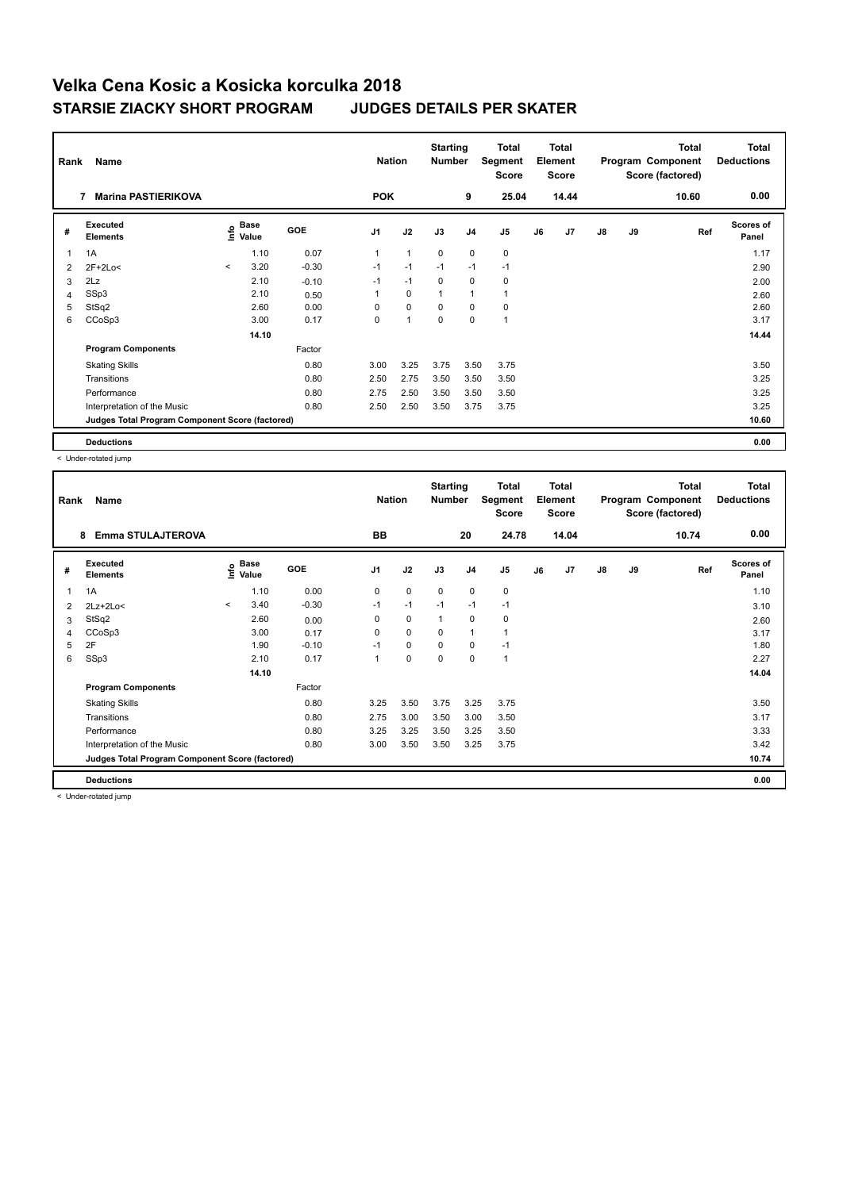# Velka Cena Kosic a Kosicka korculka 2018

## STARSIE ZIACKY SHORT PROGRAM JUDGES DETAILS PER SKATER

| Rank | Name | Nation | Starting Number | Total Segment Score | Total Element Score | Total Program Component Score (factored) | Total Deductions |
|---|---|---|---|---|---|---|---|
| 7 | Marina PASTIERIKOVA | POK | 9 | 25.04 | 14.44 | 10.60 | 0.00 |

| # | Executed Elements | Info | Base Value | GOE | J1 | J2 | J3 | J4 | J5 | J6 | J7 | J8 | J9 | Ref | Scores of Panel |
|---|---|---|---|---|---|---|---|---|---|---|---|---|---|---|---|
| 1 | 1A | | 1.10 | 0.07 | 1 | 1 | 0 | 0 | 0 | | | | | | 1.17 |
| 2 | 2F+2Lo< | < | 3.20 | -0.30 | -1 | -1 | -1 | -1 | -1 | | | | | | 2.90 |
| 3 | 2Lz | | 2.10 | -0.10 | -1 | -1 | 0 | 0 | 0 | | | | | | 2.00 |
| 4 | SSp3 | | 2.10 | 0.50 | 1 | 0 | 1 | 1 | 1 | | | | | | 2.60 |
| 5 | StSq2 | | 2.60 | 0.00 | 0 | 0 | 0 | 0 | 0 | | | | | | 2.60 |
| 6 | CCoSp3 | | 3.00 | 0.17 | 0 | 1 | 0 | 0 | 1 | | | | | | 3.17 |
| | | | 14.10 | | | | | | | | | | | | 14.44 |
| | **Program Components** | | | Factor | | | | | | | | | | | |
| | Skating Skills | | | 0.80 | 3.00 | 3.25 | 3.75 | 3.50 | 3.75 | | | | | | 3.50 |
| | Transitions | | | 0.80 | 2.50 | 2.75 | 3.50 | 3.50 | 3.50 | | | | | | 3.25 |
| | Performance | | | 0.80 | 2.75 | 2.50 | 3.50 | 3.50 | 3.50 | | | | | | 3.25 |
| | Interpretation of the Music | | | 0.80 | 2.50 | 2.50 | 3.50 | 3.75 | 3.75 | | | | | | 3.25 |
| | **Judges Total Program Component Score (factored)** | | | | | | | | | | | | | | 10.60 |
| | **Deductions** | | | | | | | | | | | | | | 0.00 |

< Under-rotated jump

| Rank | Name | Nation | Starting Number | Total Segment Score | Total Element Score | Total Program Component Score (factored) | Total Deductions |
|---|---|---|---|---|---|---|---|
| 8 | Emma STULAJTEROVA | BB | 20 | 24.78 | 14.04 | 10.74 | 0.00 |

| # | Executed Elements | Info | Base Value | GOE | J1 | J2 | J3 | J4 | J5 | J6 | J7 | J8 | J9 | Ref | Scores of Panel |
|---|---|---|---|---|---|---|---|---|---|---|---|---|---|---|---|
| 1 | 1A | | 1.10 | 0.00 | 0 | 0 | 0 | 0 | 0 | | | | | | 1.10 |
| 2 | 2Lz+2Lo< | < | 3.40 | -0.30 | -1 | -1 | -1 | -1 | -1 | | | | | | 3.10 |
| 3 | StSq2 | | 2.60 | 0.00 | 0 | 0 | 1 | 0 | 0 | | | | | | 2.60 |
| 4 | CCoSp3 | | 3.00 | 0.17 | 0 | 0 | 0 | 1 | 1 | | | | | | 3.17 |
| 5 | 2F | | 1.90 | -0.10 | -1 | 0 | 0 | 0 | -1 | | | | | | 1.80 |
| 6 | SSp3 | | 2.10 | 0.17 | 1 | 0 | 0 | 0 | 1 | | | | | | 2.27 |
| | | | 14.10 | | | | | | | | | | | | 14.04 |
| | **Program Components** | | | Factor | | | | | | | | | | | |
| | Skating Skills | | | 0.80 | 3.25 | 3.50 | 3.75 | 3.25 | 3.75 | | | | | | 3.50 |
| | Transitions | | | 0.80 | 2.75 | 3.00 | 3.50 | 3.00 | 3.50 | | | | | | 3.17 |
| | Performance | | | 0.80 | 3.25 | 3.25 | 3.50 | 3.25 | 3.50 | | | | | | 3.33 |
| | Interpretation of the Music | | | 0.80 | 3.00 | 3.50 | 3.50 | 3.25 | 3.75 | | | | | | 3.42 |
| | **Judges Total Program Component Score (factored)** | | | | | | | | | | | | | | 10.74 |
| | **Deductions** | | | | | | | | | | | | | | 0.00 |

< Under-rotated jump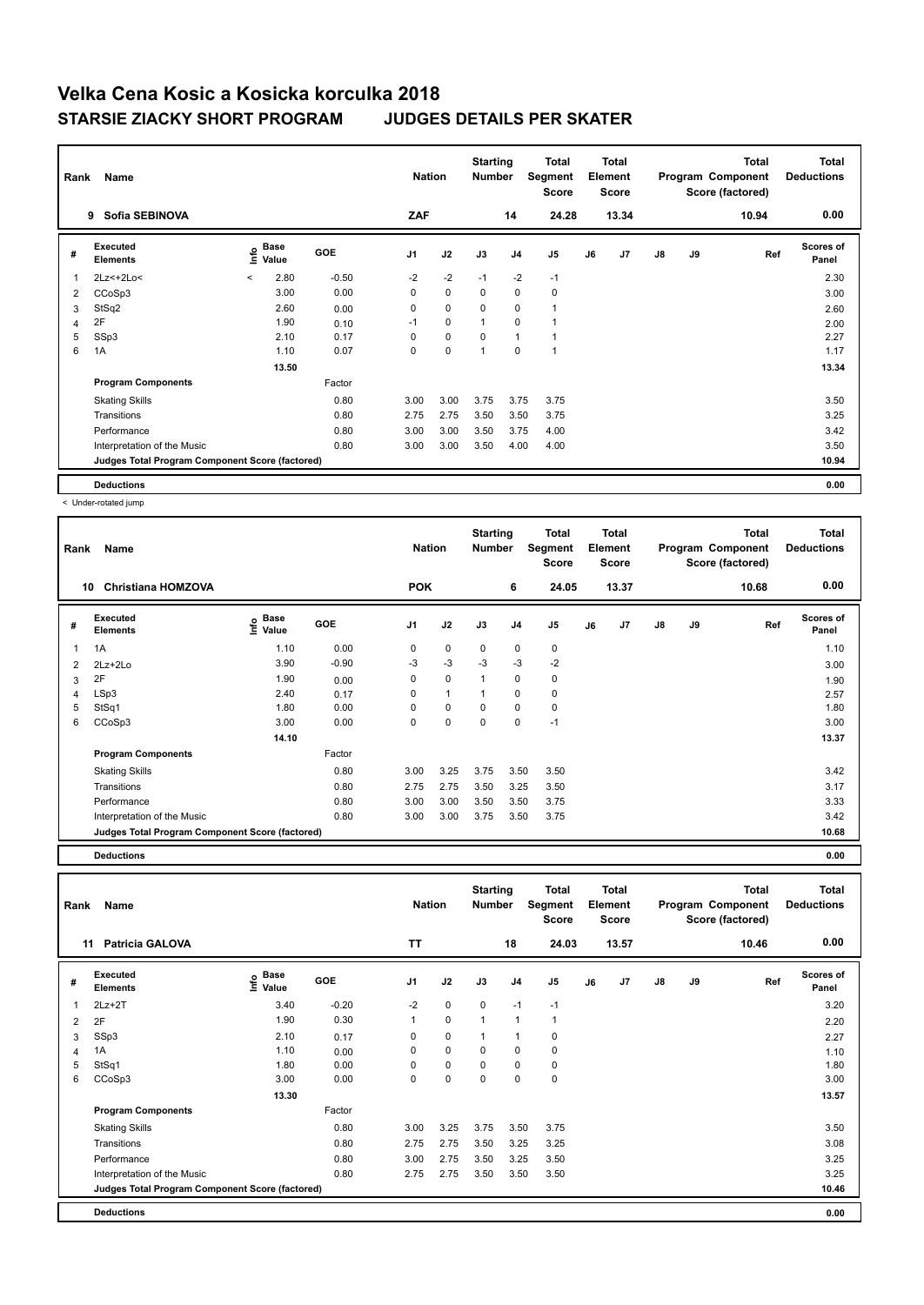# Velka Cena Kosic a Kosicka korculka 2018

## STARSIE ZIACKY SHORT PROGRAM JUDGES DETAILS PER SKATER

| Rank | Name | Nation | Starting Number | Total Segment Score | Total Element Score | Total Program Component Score (factored) | Total Deductions |
|---|---|---|---|---|---|---|---|
| 9 | Sofia SEBINOVA | ZAF | 14 | 24.28 | 13.34 | 10.94 | 0.00 |

| # | Executed Elements | Info | Base Value | GOE | J1 | J2 | J3 | J4 | J5 | J6 | J7 | J8 | J9 | Ref | Scores of Panel |
|---|---|---|---|---|---|---|---|---|---|---|---|---|---|---|---|
| 1 | 2Lz<+2Lo< | < | 2.80 | -0.50 | -2 | -2 | -1 | -2 | -1 | | | | | | 2.30 |
| 2 | CCoSp3 | | 3.00 | 0.00 | 0 | 0 | 0 | 0 | 0 | | | | | | 3.00 |
| 3 | StSq2 | | 2.60 | 0.00 | 0 | 0 | 0 | 0 | 1 | | | | | | 2.60 |
| 4 | 2F | | 1.90 | 0.10 | -1 | 0 | 1 | 0 | 1 | | | | | | 2.00 |
| 5 | SSp3 | | 2.10 | 0.17 | 0 | 0 | 0 | 1 | 1 | | | | | | 2.27 |
| 6 | 1A | | 1.10 | 0.07 | 0 | 0 | 1 | 0 | 1 | | | | | | 1.17 |
| | | | 13.50 | | | | | | | | | | | | 13.34 |

| Program Components | Factor | J1 | J2 | J3 | J4 | J5 | J6 | J7 | J8 | J9 | Scores of Panel |
|---|---|---|---|---|---|---|---|---|---|---|---|
| Skating Skills | 0.80 | 3.00 | 3.00 | 3.75 | 3.75 | 3.75 | | | | | 3.50 |
| Transitions | 0.80 | 2.75 | 2.75 | 3.50 | 3.50 | 3.75 | | | | | 3.25 |
| Performance | 0.80 | 3.00 | 3.00 | 3.50 | 3.75 | 4.00 | | | | | 3.42 |
| Interpretation of the Music | 0.80 | 3.00 | 3.00 | 3.50 | 4.00 | 4.00 | | | | | 3.50 |
| Judges Total Program Component Score (factored) | | | | | | | | | | | 10.94 |

| Deductions | 0.00 |
|---|---|

< Under-rotated jump

| Rank | Name | Nation | Starting Number | Total Segment Score | Total Element Score | Total Program Component Score (factored) | Total Deductions |
|---|---|---|---|---|---|---|---|
| 10 | Christiana HOMZOVA | POK | 6 | 24.05 | 13.37 | 10.68 | 0.00 |

| # | Executed Elements | Info | Base Value | GOE | J1 | J2 | J3 | J4 | J5 | J6 | J7 | J8 | J9 | Ref | Scores of Panel |
|---|---|---|---|---|---|---|---|---|---|---|---|---|---|---|---|
| 1 | 1A | | 1.10 | 0.00 | 0 | 0 | 0 | 0 | 0 | | | | | | 1.10 |
| 2 | 2Lz+2Lo | | 3.90 | -0.90 | -3 | -3 | -3 | -3 | -2 | | | | | | 3.00 |
| 3 | 2F | | 1.90 | 0.00 | 0 | 0 | 1 | 0 | 0 | | | | | | 1.90 |
| 4 | LSp3 | | 2.40 | 0.17 | 0 | 1 | 1 | 0 | 0 | | | | | | 2.57 |
| 5 | StSq1 | | 1.80 | 0.00 | 0 | 0 | 0 | 0 | 0 | | | | | | 1.80 |
| 6 | CCoSp3 | | 3.00 | 0.00 | 0 | 0 | 0 | 0 | -1 | | | | | | 3.00 |
| | | | 14.10 | | | | | | | | | | | | 13.37 |

| Program Components | Factor | J1 | J2 | J3 | J4 | J5 | J6 | J7 | J8 | J9 | Scores of Panel |
|---|---|---|---|---|---|---|---|---|---|---|---|
| Skating Skills | 0.80 | 3.00 | 3.25 | 3.75 | 3.50 | 3.50 | | | | | 3.42 |
| Transitions | 0.80 | 2.75 | 2.75 | 3.50 | 3.25 | 3.50 | | | | | 3.17 |
| Performance | 0.80 | 3.00 | 3.00 | 3.50 | 3.50 | 3.75 | | | | | 3.33 |
| Interpretation of the Music | 0.80 | 3.00 | 3.00 | 3.75 | 3.50 | 3.75 | | | | | 3.42 |
| Judges Total Program Component Score (factored) | | | | | | | | | | | 10.68 |

| Deductions | 0.00 |
|---|---|

| Rank | Name | Nation | Starting Number | Total Segment Score | Total Element Score | Total Program Component Score (factored) | Total Deductions |
|---|---|---|---|---|---|---|---|
| 11 | Patricia GALOVA | TT | 18 | 24.03 | 13.57 | 10.46 | 0.00 |

| # | Executed Elements | Info | Base Value | GOE | J1 | J2 | J3 | J4 | J5 | J6 | J7 | J8 | J9 | Ref | Scores of Panel |
|---|---|---|---|---|---|---|---|---|---|---|---|---|---|---|---|
| 1 | 2Lz+2T | | 3.40 | -0.20 | -2 | 0 | 0 | -1 | -1 | | | | | | 3.20 |
| 2 | 2F | | 1.90 | 0.30 | 1 | 0 | 1 | 1 | 1 | | | | | | 2.20 |
| 3 | SSp3 | | 2.10 | 0.17 | 0 | 0 | 1 | 1 | 0 | | | | | | 2.27 |
| 4 | 1A | | 1.10 | 0.00 | 0 | 0 | 0 | 0 | 0 | | | | | | 1.10 |
| 5 | StSq1 | | 1.80 | 0.00 | 0 | 0 | 0 | 0 | 0 | | | | | | 1.80 |
| 6 | CCoSp3 | | 3.00 | 0.00 | 0 | 0 | 0 | 0 | 0 | | | | | | 3.00 |
| | | | 13.30 | | | | | | | | | | | | 13.57 |

| Program Components | Factor | J1 | J2 | J3 | J4 | J5 | J6 | J7 | J8 | J9 | Scores of Panel |
|---|---|---|---|---|---|---|---|---|---|---|---|
| Skating Skills | 0.80 | 3.00 | 3.25 | 3.75 | 3.50 | 3.75 | | | | | 3.50 |
| Transitions | 0.80 | 2.75 | 2.75 | 3.50 | 3.25 | 3.25 | | | | | 3.08 |
| Performance | 0.80 | 3.00 | 2.75 | 3.50 | 3.25 | 3.50 | | | | | 3.25 |
| Interpretation of the Music | 0.80 | 2.75 | 2.75 | 3.50 | 3.50 | 3.50 | | | | | 3.25 |
| Judges Total Program Component Score (factored) | | | | | | | | | | | 10.46 |

| Deductions | 0.00 |
|---|---|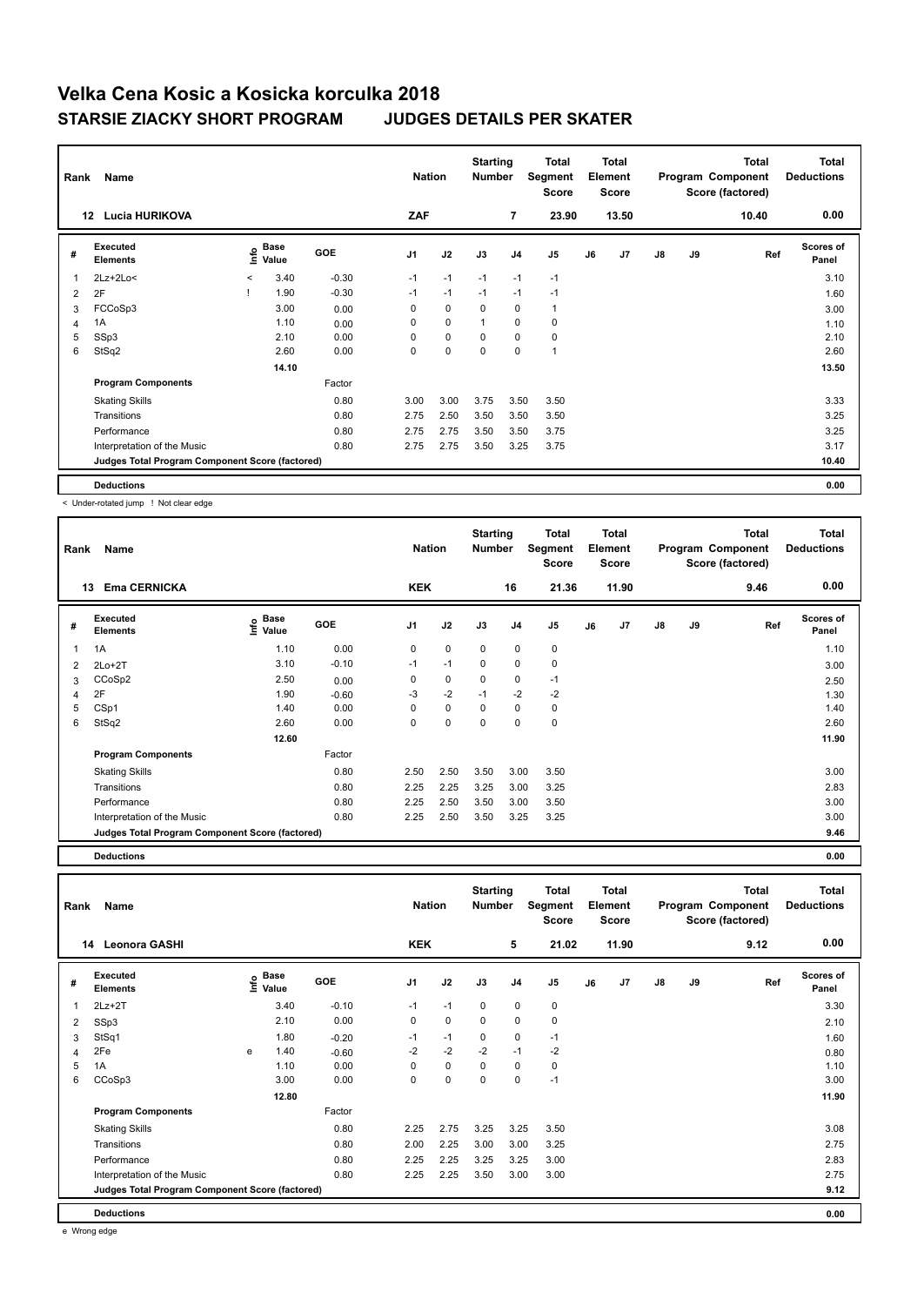# Velka Cena Kosic a Kosicka korculka 2018

## STARSIE ZIACKY SHORT PROGRAM — JUDGES DETAILS PER SKATER

| Rank | Name | Nation | Starting Number | Total Segment Score | Total Element Score | Total Program Component Score (factored) | Total Deductions |
|---|---|---|---|---|---|---|---|
| 12 | Lucia HURIKOVA | ZAF | 7 | 23.90 | 13.50 | 10.40 | 0.00 |

| # | Executed Elements | Info | Base Value | GOE | J1 | J2 | J3 | J4 | J5 | J6 | J7 | J8 | J9 | Ref | Scores of Panel |
|---|---|---|---|---|---|---|---|---|---|---|---|---|---|---|---|
| 1 | 2Lz+2Lo< | < | 3.40 | -0.30 | -1 | -1 | -1 | -1 | -1 | | | | | | 3.10 |
| 2 | 2F | ! | 1.90 | -0.30 | -1 | -1 | -1 | -1 | -1 | | | | | | 1.60 |
| 3 | FCCoSp3 | | 3.00 | 0.00 | 0 | 0 | 0 | 0 | 1 | | | | | | 3.00 |
| 4 | 1A | | 1.10 | 0.00 | 0 | 0 | 1 | 0 | 0 | | | | | | 1.10 |
| 5 | SSp3 | | 2.10 | 0.00 | 0 | 0 | 0 | 0 | 0 | | | | | | 2.10 |
| 6 | StSq2 | | 2.60 | 0.00 | 0 | 0 | 0 | 0 | 1 | | | | | | 2.60 |
| | | | 14.10 | | | | | | | | | | | | 13.50 |
| | **Program Components** | | | Factor | | | | | | | | | | | |
| | Skating Skills | | | 0.80 | 3.00 | 3.00 | 3.75 | 3.50 | 3.50 | | | | | | 3.33 |
| | Transitions | | | 0.80 | 2.75 | 2.50 | 3.50 | 3.50 | 3.50 | | | | | | 3.25 |
| | Performance | | | 0.80 | 2.75 | 2.75 | 3.50 | 3.50 | 3.75 | | | | | | 3.25 |
| | Interpretation of the Music | | | 0.80 | 2.75 | 2.75 | 3.50 | 3.25 | 3.75 | | | | | | 3.17 |
| | **Judges Total Program Component Score (factored)** | | | | | | | | | | | | | | 10.40 |
| | **Deductions** | | | | | | | | | | | | | | 0.00 |

< Under-rotated jump ! Not clear edge

| Rank | Name | Nation | Starting Number | Total Segment Score | Total Element Score | Total Program Component Score (factored) | Total Deductions |
|---|---|---|---|---|---|---|---|
| 13 | Ema CERNICKA | KEK | 16 | 21.36 | 11.90 | 9.46 | 0.00 |

| # | Executed Elements | Info | Base Value | GOE | J1 | J2 | J3 | J4 | J5 | J6 | J7 | J8 | J9 | Ref | Scores of Panel |
|---|---|---|---|---|---|---|---|---|---|---|---|---|---|---|---|
| 1 | 1A | | 1.10 | 0.00 | 0 | 0 | 0 | 0 | 0 | | | | | | 1.10 |
| 2 | 2Lo+2T | | 3.10 | -0.10 | -1 | -1 | 0 | 0 | 0 | | | | | | 3.00 |
| 3 | CCoSp2 | | 2.50 | 0.00 | 0 | 0 | 0 | 0 | -1 | | | | | | 2.50 |
| 4 | 2F | | 1.90 | -0.60 | -3 | -2 | -1 | -2 | -2 | | | | | | 1.30 |
| 5 | CSp1 | | 1.40 | 0.00 | 0 | 0 | 0 | 0 | 0 | | | | | | 1.40 |
| 6 | StSq2 | | 2.60 | 0.00 | 0 | 0 | 0 | 0 | 0 | | | | | | 2.60 |
| | | | 12.60 | | | | | | | | | | | | 11.90 |
| | **Program Components** | | | Factor | | | | | | | | | | | |
| | Skating Skills | | | 0.80 | 2.50 | 2.50 | 3.50 | 3.00 | 3.50 | | | | | | 3.00 |
| | Transitions | | | 0.80 | 2.25 | 2.25 | 3.25 | 3.00 | 3.25 | | | | | | 2.83 |
| | Performance | | | 0.80 | 2.25 | 2.50 | 3.50 | 3.00 | 3.50 | | | | | | 3.00 |
| | Interpretation of the Music | | | 0.80 | 2.25 | 2.50 | 3.50 | 3.25 | 3.25 | | | | | | 3.00 |
| | **Judges Total Program Component Score (factored)** | | | | | | | | | | | | | | 9.46 |
| | **Deductions** | | | | | | | | | | | | | | 0.00 |

| Rank | Name | Nation | Starting Number | Total Segment Score | Total Element Score | Total Program Component Score (factored) | Total Deductions |
|---|---|---|---|---|---|---|---|
| 14 | Leonora GASHI | KEK | 5 | 21.02 | 11.90 | 9.12 | 0.00 |

| # | Executed Elements | Info | Base Value | GOE | J1 | J2 | J3 | J4 | J5 | J6 | J7 | J8 | J9 | Ref | Scores of Panel |
|---|---|---|---|---|---|---|---|---|---|---|---|---|---|---|---|
| 1 | 2Lz+2T | | 3.40 | -0.10 | -1 | -1 | 0 | 0 | 0 | | | | | | 3.30 |
| 2 | SSp3 | | 2.10 | 0.00 | 0 | 0 | 0 | 0 | 0 | | | | | | 2.10 |
| 3 | StSq1 | | 1.80 | -0.20 | -1 | -1 | 0 | 0 | -1 | | | | | | 1.60 |
| 4 | 2Fe | e | 1.40 | -0.60 | -2 | -2 | -2 | -1 | -2 | | | | | | 0.80 |
| 5 | 1A | | 1.10 | 0.00 | 0 | 0 | 0 | 0 | 0 | | | | | | 1.10 |
| 6 | CCoSp3 | | 3.00 | 0.00 | 0 | 0 | 0 | 0 | -1 | | | | | | 3.00 |
| | | | 12.80 | | | | | | | | | | | | 11.90 |
| | **Program Components** | | | Factor | | | | | | | | | | | |
| | Skating Skills | | | 0.80 | 2.25 | 2.75 | 3.25 | 3.25 | 3.50 | | | | | | 3.08 |
| | Transitions | | | 0.80 | 2.00 | 2.25 | 3.00 | 3.00 | 3.25 | | | | | | 2.75 |
| | Performance | | | 0.80 | 2.25 | 2.25 | 3.25 | 3.25 | 3.00 | | | | | | 2.83 |
| | Interpretation of the Music | | | 0.80 | 2.25 | 2.25 | 3.50 | 3.00 | 3.00 | | | | | | 2.75 |
| | **Judges Total Program Component Score (factored)** | | | | | | | | | | | | | | 9.12 |
| | **Deductions** | | | | | | | | | | | | | | 0.00 |

e Wrong edge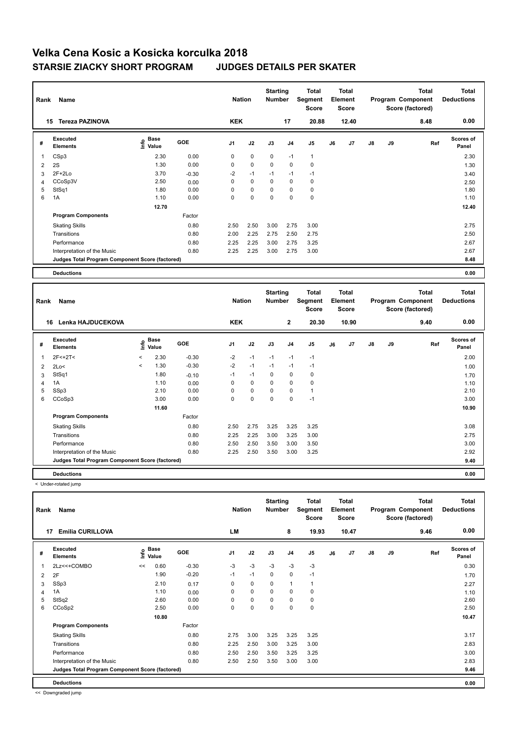# Velka Cena Kosic a Kosicka korculka 2018

## STARSIE ZIACKY SHORT PROGRAM JUDGES DETAILS PER SKATER

| Rank | Name | Nation | Starting Number | Total Segment Score | Total Element Score | Total Program Component Score (factored) | Total Deductions |
|---|---|---|---|---|---|---|---|
| 15 | Tereza PAZINOVA | KEK | 17 | 20.88 | 12.40 | 8.48 | 0.00 |

| # | Executed Elements | Info | Base Value | GOE | J1 | J2 | J3 | J4 | J5 | J6 | J7 | J8 | J9 | Ref | Scores of Panel |
|---|---|---|---|---|---|---|---|---|---|---|---|---|---|---|---|
| 1 | CSp3 | | 2.30 | 0.00 | 0 | 0 | 0 | -1 | 1 | | | | | | 2.30 |
| 2 | 2S | | 1.30 | 0.00 | 0 | 0 | 0 | 0 | 0 | | | | | | 1.30 |
| 3 | 2F+2Lo | | 3.70 | -0.30 | -2 | -1 | -1 | -1 | -1 | | | | | | 3.40 |
| 4 | CCoSp3V | | 2.50 | 0.00 | 0 | 0 | 0 | 0 | 0 | | | | | | 2.50 |
| 5 | StSq1 | | 1.80 | 0.00 | 0 | 0 | 0 | 0 | 0 | | | | | | 1.80 |
| 6 | 1A | | 1.10 | 0.00 | 0 | 0 | 0 | 0 | 0 | | | | | | 1.10 |
| | | | 12.70 | | | | | | | | | | | | 12.40 |
| | **Program Components** | | | Factor | | | | | | | | | | | |
| | Skating Skills | | | 0.80 | 2.50 | 2.50 | 3.00 | 2.75 | 3.00 | | | | | | 2.75 |
| | Transitions | | | 0.80 | 2.00 | 2.25 | 2.75 | 2.50 | 2.75 | | | | | | 2.50 |
| | Performance | | | 0.80 | 2.25 | 2.25 | 3.00 | 2.75 | 3.25 | | | | | | 2.67 |
| | Interpretation of the Music | | | 0.80 | 2.25 | 2.25 | 3.00 | 2.75 | 3.00 | | | | | | 2.67 |
| | **Judges Total Program Component Score (factored)** | | | | | | | | | | | | | | 8.48 |
| | **Deductions** | | | | | | | | | | | | | | 0.00 |

| Rank | Name | Nation | Starting Number | Total Segment Score | Total Element Score | Total Program Component Score (factored) | Total Deductions |
|---|---|---|---|---|---|---|---|
| 16 | Lenka HAJDUCEKOVA | KEK | 2 | 20.30 | 10.90 | 9.40 | 0.00 |

| # | Executed Elements | Info | Base Value | GOE | J1 | J2 | J3 | J4 | J5 | J6 | J7 | J8 | J9 | Ref | Scores of Panel |
|---|---|---|---|---|---|---|---|---|---|---|---|---|---|---|---|
| 1 | 2F<+2T< | < | 2.30 | -0.30 | -2 | -1 | -1 | -1 | -1 | | | | | | 2.00 |
| 2 | 2Lo< | < | 1.30 | -0.30 | -2 | -1 | -1 | -1 | -1 | | | | | | 1.00 |
| 3 | StSq1 | | 1.80 | -0.10 | -1 | -1 | 0 | 0 | 0 | | | | | | 1.70 |
| 4 | 1A | | 1.10 | 0.00 | 0 | 0 | 0 | 0 | 0 | | | | | | 1.10 |
| 5 | SSp3 | | 2.10 | 0.00 | 0 | 0 | 0 | 0 | 1 | | | | | | 2.10 |
| 6 | CCoSp3 | | 3.00 | 0.00 | 0 | 0 | 0 | 0 | -1 | | | | | | 3.00 |
| | | | 11.60 | | | | | | | | | | | | 10.90 |
| | **Program Components** | | | Factor | | | | | | | | | | | |
| | Skating Skills | | | 0.80 | 2.50 | 2.75 | 3.25 | 3.25 | 3.25 | | | | | | 3.08 |
| | Transitions | | | 0.80 | 2.25 | 2.25 | 3.00 | 3.25 | 3.00 | | | | | | 2.75 |
| | Performance | | | 0.80 | 2.50 | 2.50 | 3.50 | 3.00 | 3.50 | | | | | | 3.00 |
| | Interpretation of the Music | | | 0.80 | 2.25 | 2.50 | 3.50 | 3.00 | 3.25 | | | | | | 2.92 |
| | **Judges Total Program Component Score (factored)** | | | | | | | | | | | | | | 9.40 |
| | **Deductions** | | | | | | | | | | | | | | 0.00 |

< Under-rotated jump

| Rank | Name | Nation | Starting Number | Total Segment Score | Total Element Score | Total Program Component Score (factored) | Total Deductions |
|---|---|---|---|---|---|---|---|
| 17 | Emilia CURILLOVA | LM | 8 | 19.93 | 10.47 | 9.46 | 0.00 |

| # | Executed Elements | Info | Base Value | GOE | J1 | J2 | J3 | J4 | J5 | J6 | J7 | J8 | J9 | Ref | Scores of Panel |
|---|---|---|---|---|---|---|---|---|---|---|---|---|---|---|---|
| 1 | 2Lz<<+COMBO | << | 0.60 | -0.30 | -3 | -3 | -3 | -3 | -3 | | | | | | 0.30 |
| 2 | 2F | | 1.90 | -0.20 | -1 | -1 | 0 | 0 | -1 | | | | | | 1.70 |
| 3 | SSp3 | | 2.10 | 0.17 | 0 | 0 | 0 | 1 | 1 | | | | | | 2.27 |
| 4 | 1A | | 1.10 | 0.00 | 0 | 0 | 0 | 0 | 0 | | | | | | 1.10 |
| 5 | StSq2 | | 2.60 | 0.00 | 0 | 0 | 0 | 0 | 0 | | | | | | 2.60 |
| 6 | CCoSp2 | | 2.50 | 0.00 | 0 | 0 | 0 | 0 | 0 | | | | | | 2.50 |
| | | | 10.80 | | | | | | | | | | | | 10.47 |
| | **Program Components** | | | Factor | | | | | | | | | | | |
| | Skating Skills | | | 0.80 | 2.75 | 3.00 | 3.25 | 3.25 | 3.25 | | | | | | 3.17 |
| | Transitions | | | 0.80 | 2.25 | 2.50 | 3.00 | 3.25 | 3.00 | | | | | | 2.83 |
| | Performance | | | 0.80 | 2.50 | 2.50 | 3.50 | 3.25 | 3.25 | | | | | | 3.00 |
| | Interpretation of the Music | | | 0.80 | 2.50 | 2.50 | 3.50 | 3.00 | 3.00 | | | | | | 2.83 |
| | **Judges Total Program Component Score (factored)** | | | | | | | | | | | | | | 9.46 |
| | **Deductions** | | | | | | | | | | | | | | 0.00 |

<< Downgraded jump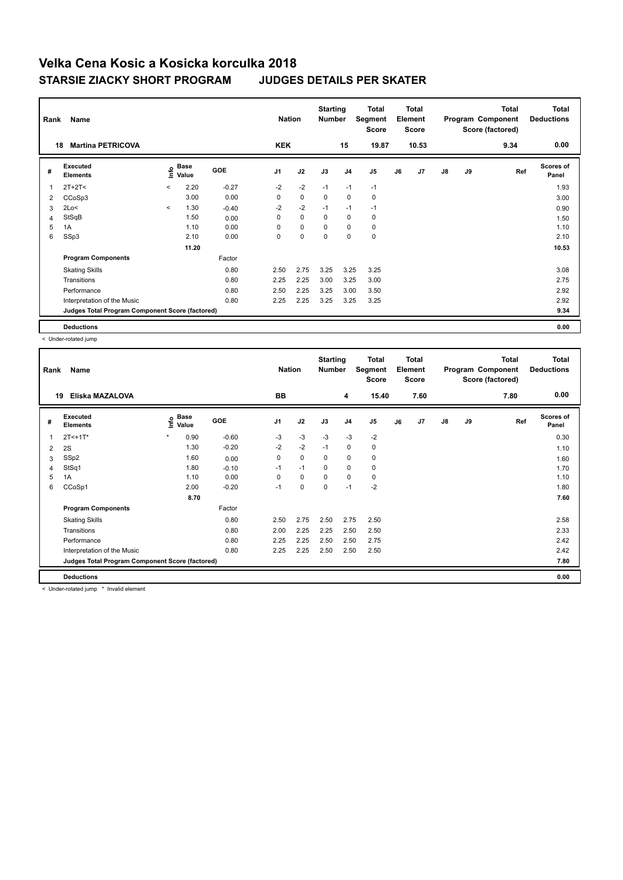# Velka Cena Kosic a Kosicka korculka 2018

## STARSIE ZIACKY SHORT PROGRAM JUDGES DETAILS PER SKATER

| Rank | Name | Nation | Starting Number | Total Segment Score | Total Element Score | Total Program Component Score (factored) | Total Deductions |
|---|---|---|---|---|---|---|---|
| 18 | Martina PETRICOVA | KEK | 15 | 19.87 | 10.53 | 9.34 | 0.00 |

| # | Executed Elements | Info | Base Value | GOE | J1 | J2 | J3 | J4 | J5 | J6 | J7 | J8 | J9 | Ref | Scores of Panel |
|---|---|---|---|---|---|---|---|---|---|---|---|---|---|---|---|
| 1 | 2T+2T< | < | 2.20 | -0.27 | -2 | -2 | -1 | -1 | -1 | | | | | | 1.93 |
| 2 | CCoSp3 | | 3.00 | 0.00 | 0 | 0 | 0 | 0 | 0 | | | | | | 3.00 |
| 3 | 2Lo< | < | 1.30 | -0.40 | -2 | -2 | -1 | -1 | -1 | | | | | | 0.90 |
| 4 | StSqB | | 1.50 | 0.00 | 0 | 0 | 0 | 0 | 0 | | | | | | 1.50 |
| 5 | 1A | | 1.10 | 0.00 | 0 | 0 | 0 | 0 | 0 | | | | | | 1.10 |
| 6 | SSp3 | | 2.10 | 0.00 | 0 | 0 | 0 | 0 | 0 | | | | | | 2.10 |
| | | | 11.20 | | | | | | | | | | | | 10.53 |
| | **Program Components** | | | Factor | | | | | | | | | | | |
| | Skating Skills | | | 0.80 | 2.50 | 2.75 | 3.25 | 3.25 | 3.25 | | | | | | 3.08 |
| | Transitions | | | 0.80 | 2.25 | 2.25 | 3.00 | 3.25 | 3.00 | | | | | | 2.75 |
| | Performance | | | 0.80 | 2.50 | 2.25 | 3.25 | 3.00 | 3.50 | | | | | | 2.92 |
| | Interpretation of the Music | | | 0.80 | 2.25 | 2.25 | 3.25 | 3.25 | 3.25 | | | | | | 2.92 |
| | **Judges Total Program Component Score (factored)** | | | | | | | | | | | | | | 9.34 |
| | **Deductions** | | | | | | | | | | | | | | 0.00 |

< Under-rotated jump

| Rank | Name | Nation | Starting Number | Total Segment Score | Total Element Score | Total Program Component Score (factored) | Total Deductions |
|---|---|---|---|---|---|---|---|
| 19 | Eliska MAZALOVA | BB | 4 | 15.40 | 7.60 | 7.80 | 0.00 |

| # | Executed Elements | Info | Base Value | GOE | J1 | J2 | J3 | J4 | J5 | J6 | J7 | J8 | J9 | Ref | Scores of Panel |
|---|---|---|---|---|---|---|---|---|---|---|---|---|---|---|---|
| 1 | 2T<+1T* | * | 0.90 | -0.60 | -3 | -3 | -3 | -3 | -2 | | | | | | 0.30 |
| 2 | 2S | | 1.30 | -0.20 | -2 | -2 | -1 | 0 | 0 | | | | | | 1.10 |
| 3 | SSp2 | | 1.60 | 0.00 | 0 | 0 | 0 | 0 | 0 | | | | | | 1.60 |
| 4 | StSq1 | | 1.80 | -0.10 | -1 | -1 | 0 | 0 | 0 | | | | | | 1.70 |
| 5 | 1A | | 1.10 | 0.00 | 0 | 0 | 0 | 0 | 0 | | | | | | 1.10 |
| 6 | CCoSp1 | | 2.00 | -0.20 | -1 | 0 | 0 | -1 | -2 | | | | | | 1.80 |
| | | | 8.70 | | | | | | | | | | | | 7.60 |
| | **Program Components** | | | Factor | | | | | | | | | | | |
| | Skating Skills | | | 0.80 | 2.50 | 2.75 | 2.50 | 2.75 | 2.50 | | | | | | 2.58 |
| | Transitions | | | 0.80 | 2.00 | 2.25 | 2.25 | 2.50 | 2.50 | | | | | | 2.33 |
| | Performance | | | 0.80 | 2.25 | 2.25 | 2.50 | 2.50 | 2.75 | | | | | | 2.42 |
| | Interpretation of the Music | | | 0.80 | 2.25 | 2.25 | 2.50 | 2.50 | 2.50 | | | | | | 2.42 |
| | **Judges Total Program Component Score (factored)** | | | | | | | | | | | | | | 7.80 |
| | **Deductions** | | | | | | | | | | | | | | 0.00 |

< Under-rotated jump * Invalid element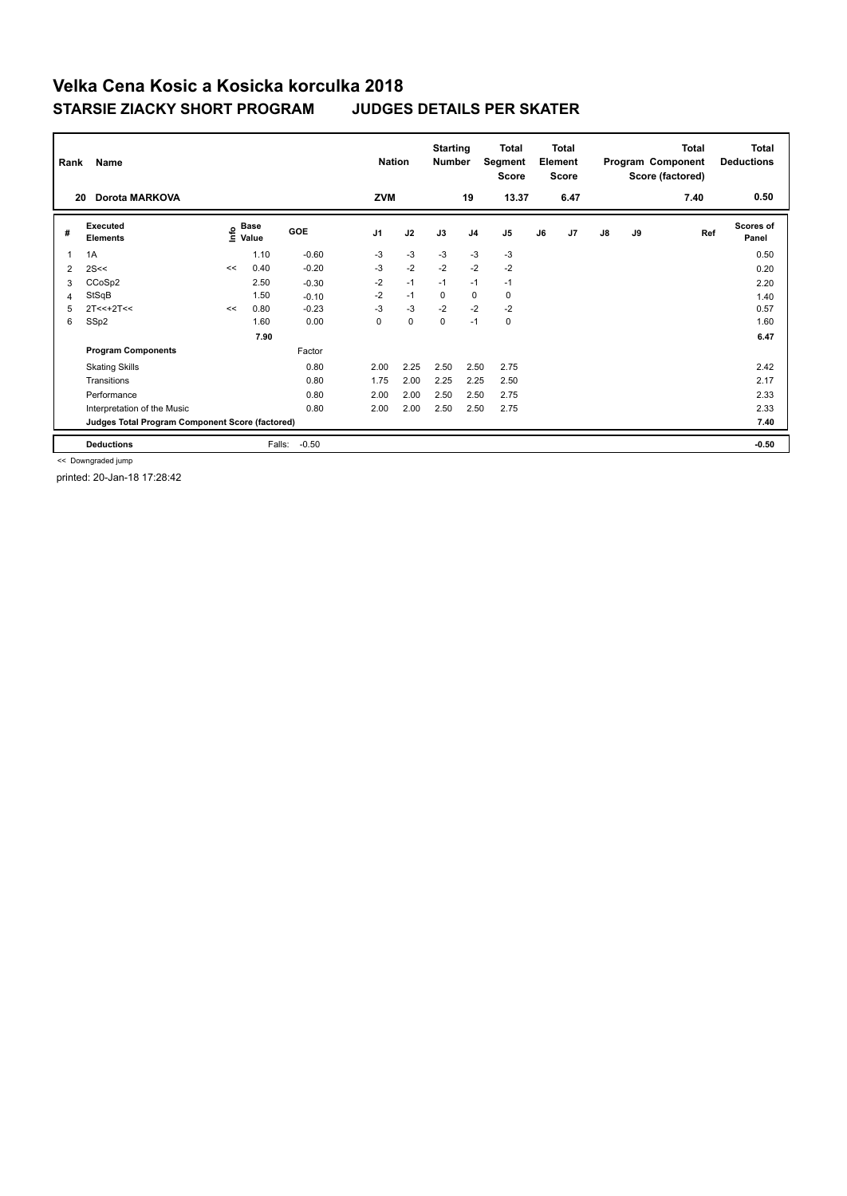# Velka Cena Kosic a Kosicka korculka 2018

## STARSIE ZIACKY SHORT PROGRAM JUDGES DETAILS PER SKATER

| Rank | Name | Nation | Starting Number | Total Segment Score | Total Element Score | Total Program Component Score (factored) | Total Deductions |
|---|---|---|---|---|---|---|---|
| 20 | Dorota MARKOVA | ZVM | 19 | 13.37 | 6.47 | 7.40 | 0.50 |

| # | Executed Elements | Info | Base Value | GOE | J1 | J2 | J3 | J4 | J5 | J6 | J7 | J8 | J9 | Ref | Scores of Panel |
|---|---|---|---|---|---|---|---|---|---|---|---|---|---|---|---|
| 1 | 1A | | 1.10 | -0.60 | -3 | -3 | -3 | -3 | -3 | | | | | | 0.50 |
| 2 | 2S<< | << | 0.40 | -0.20 | -3 | -2 | -2 | -2 | -2 | | | | | | 0.20 |
| 3 | CCoSp2 | | 2.50 | -0.30 | -2 | -1 | -1 | -1 | -1 | | | | | | 2.20 |
| 4 | StSqB | | 1.50 | -0.10 | -2 | -1 | 0 | 0 | 0 | | | | | | 1.40 |
| 5 | 2T<<+2T<< | << | 0.80 | -0.23 | -3 | -3 | -2 | -2 | -2 | | | | | | 0.57 |
| 6 | SSp2 | | 1.60 | 0.00 | 0 | 0 | 0 | -1 | 0 | | | | | | 1.60 |
| | | | 7.90 | | | | | | | | | | | | 6.47 |
| | **Program Components** | | | Factor | | | | | | | | | | | |
| | Skating Skills | | | 0.80 | 2.00 | 2.25 | 2.50 | 2.50 | 2.75 | | | | | | 2.42 |
| | Transitions | | | 0.80 | 1.75 | 2.00 | 2.25 | 2.25 | 2.50 | | | | | | 2.17 |
| | Performance | | | 0.80 | 2.00 | 2.00 | 2.50 | 2.50 | 2.75 | | | | | | 2.33 |
| | Interpretation of the Music | | | 0.80 | 2.00 | 2.00 | 2.50 | 2.50 | 2.75 | | | | | | 2.33 |
| | **Judges Total Program Component Score (factored)** | | | | | | | | | | | | | | 7.40 |
| | **Deductions** | | Falls: | -0.50 | | | | | | | | | | | -0.50 |

<< Downgraded jump

printed: 20-Jan-18 17:28:42